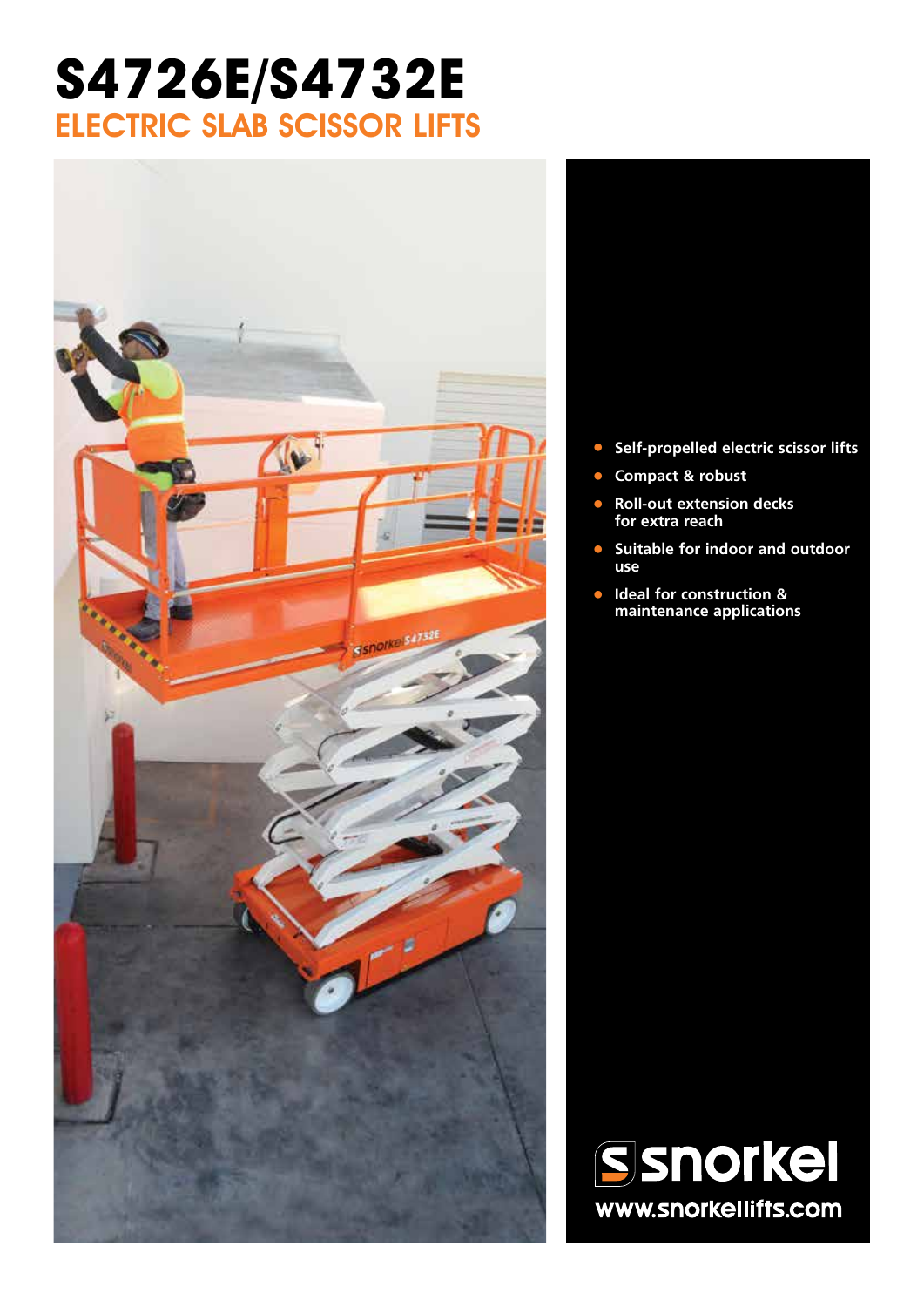# S4726E/S4732E

## ELECTRIC SLAB SCISSOR LIFTS

- **Self-propelled electric scissor lifts**
- **Compact & robust**
- **Roll-out extension decks for extra reach**
- **Suitable for indoor and outdoor use**
- **Ideal for construction & maintenance applications**

**snorkel**

**www.snorkellifts.com**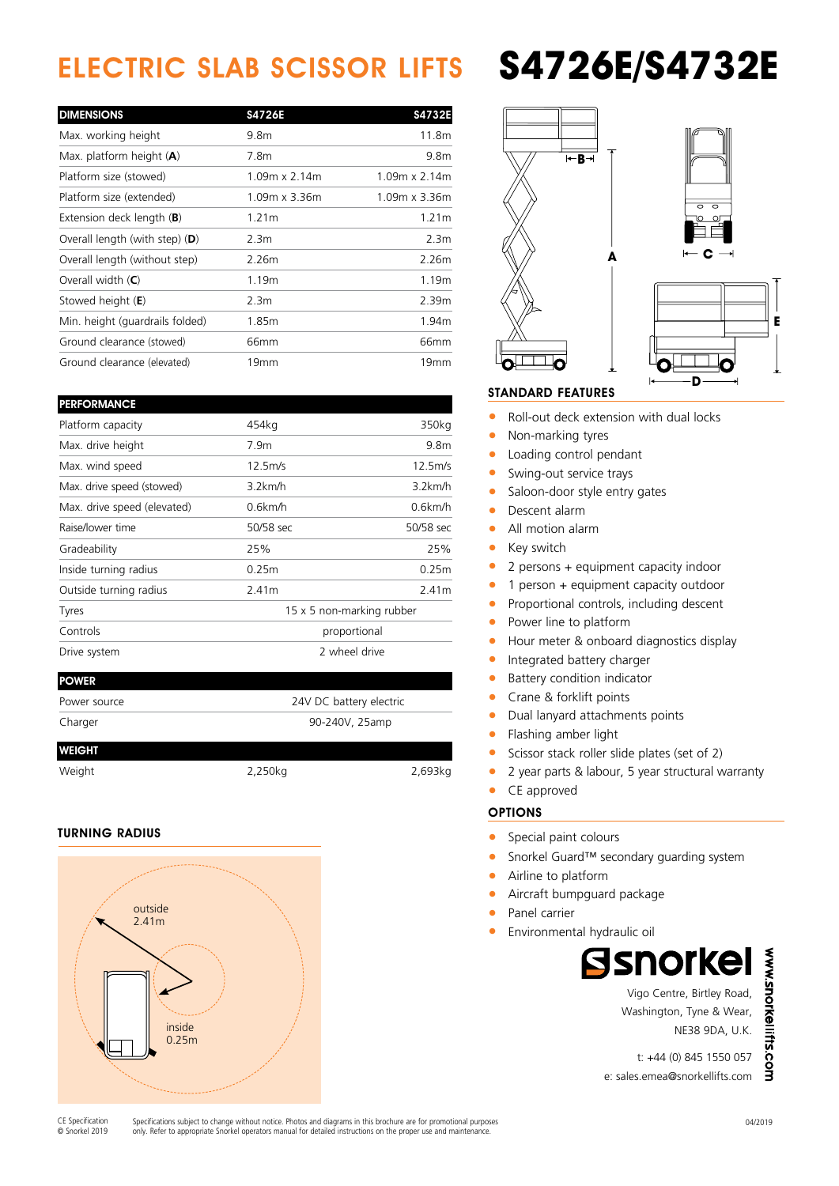# ELECTRIC SLAB SCISSOR LIFTS S4726E/S4732E

| DIMENSIONS | S4726E | S4732E |
|---|---|---|
| Max. working height | 9.8m | 11.8m |
| Max. platform height (**A**) | 7.8m | 9.8m |
| Platform size (stowed) | 1.09m x 2.14m | 1.09m x 2.14m |
| Platform size (extended) | 1.09m x 3.36m | 1.09m x 3.36m |
| Extension deck length (**B**) | 1.21m | 1.21m |
| Overall length (with step) (**D**) | 2.3m | 2.3m |
| Overall length (without step) | 2.26m | 2.26m |
| Overall width (**C**) | 1.19m | 1.19m |
| Stowed height (**E**) | 2.3m | 2.39m |
| Min. height (guardrails folded) | 1.85m | 1.94m |
| Ground clearance (stowed) | 66mm | 66mm |
| Ground clearance (elevated) | 19mm | 19mm |

| PERFORMANCE | | |
|---|---|---|
| Platform capacity | 454kg | 350kg |
| Max. drive height | 7.9m | 9.8m |
| Max. wind speed | 12.5m/s | 12.5m/s |
| Max. drive speed (stowed) | 3.2km/h | 3.2km/h |
| Max. drive speed (elevated) | 0.6km/h | 0.6km/h |
| Raise/lower time | 50/58 sec | 50/58 sec |
| Gradeability | 25% | 25% |
| Inside turning radius | 0.25m | 0.25m |
| Outside turning radius | 2.41m | 2.41m |
| Tyres | 15 x 5 non-marking rubber | |
| Controls | proportional | |
| Drive system | 2 wheel drive | |

| POWER | |
|---|---|
| Power source | 24V DC battery electric |
| Charger | 90-240V, 25amp |

| WEIGHT | | |
|---|---|---|
| Weight | 2,250kg | 2,693kg |

## TURNING RADIUS

outside
2.41m

inside
0.25m

## STANDARD FEATURES

- Roll-out deck extension with dual locks
- Non-marking tyres
- Loading control pendant
- Swing-out service trays
- Saloon-door style entry gates
- Descent alarm
- All motion alarm
- Key switch
- 2 persons + equipment capacity indoor
- 1 person + equipment capacity outdoor
- Proportional controls, including descent
- Power line to platform
- Hour meter & onboard diagnostics display
- Integrated battery charger
- Battery condition indicator
- Crane & forklift points
- Dual lanyard attachments points
- Flashing amber light
- Scissor stack roller slide plates (set of 2)
- 2 year parts & labour, 5 year structural warranty
- CE approved

## OPTIONS

- Special paint colours
- Snorkel Guard™ secondary guarding system
- Airline to platform
- Aircraft bumpguard package
- Panel carrier
- Environmental hydraulic oil

snorkel

Vigo Centre, Birtley Road,
Washington, Tyne & Wear,
NE38 9DA, U.K.

t: +44 (0) 845 1550 057
e: sales.emea@snorkellifts.com

www.snorkellifts.com

CE Specification
© Snorkel 2019

Specifications subject to change without notice. Photos and diagrams in this brochure are for promotional purposes only. Refer to appropriate Snorkel operators manual for detailed instructions on the proper use and maintenance.

04/2019